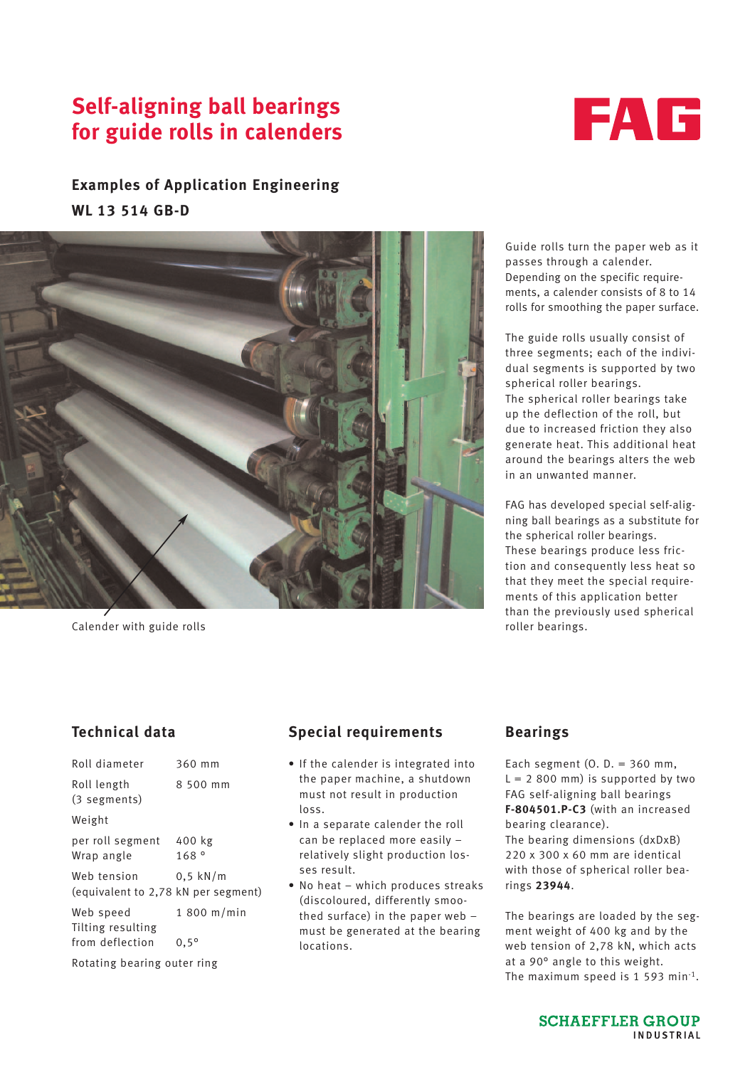# Self-aligning ball bearings for guide rolls in calenders

FAG

### Examples of Application Engineering

**WL 13 514 GB-D**

Calender with guide rolls

Guide rolls turn the paper web as it passes through a calender. Depending on the specific requirements, a calender consists of 8 to 14 rolls for smoothing the paper surface.

The guide rolls usually consist of three segments; each of the individual segments is supported by two spherical roller bearings.
The spherical roller bearings take up the deflection of the roll, but due to increased friction they also generate heat. This additional heat around the bearings alters the web in an unwanted manner.

FAG has developed special self-aligning ball bearings as a substitute for the spherical roller bearings.
These bearings produce less friction and consequently less heat so that they meet the special requirements of this application better than the previously used spherical roller bearings.

## Technical data

| | |
|---|---|
| Roll diameter | 360 mm |
| Roll length (3 segments) | 8 500 mm |
| Weight | |
| per roll segment | 400 kg |
| Wrap angle | 168 ° |
| Web tension | 0,5 kN/m |
| (equivalent to 2,78 kN per segment) | |
| Web speed | 1 800 m/min |
| Tilting resulting from deflection | 0,5° |
| Rotating bearing outer ring | |

## Special requirements

- If the calender is integrated into the paper machine, a shutdown must not result in production loss.
- In a separate calender the roll can be replaced more easily – relatively slight production losses result.
- No heat – which produces streaks (discoloured, differently smoothed surface) in the paper web – must be generated at the bearing locations.

## Bearings

Each segment (O. D. = 360 mm, L = 2 800 mm) is supported by two FAG self-aligning ball bearings **F-804501.P-C3** (with an increased bearing clearance).
The bearing dimensions (dxDxB) 220 x 300 x 60 mm are identical with those of spherical roller bearings **23944**.

The bearings are loaded by the segment weight of 400 kg and by the web tension of 2,78 kN, which acts at a 90° angle to this weight.
The maximum speed is 1 593 min$^{-1}$.

SCHAEFFLER GROUP INDUSTRIAL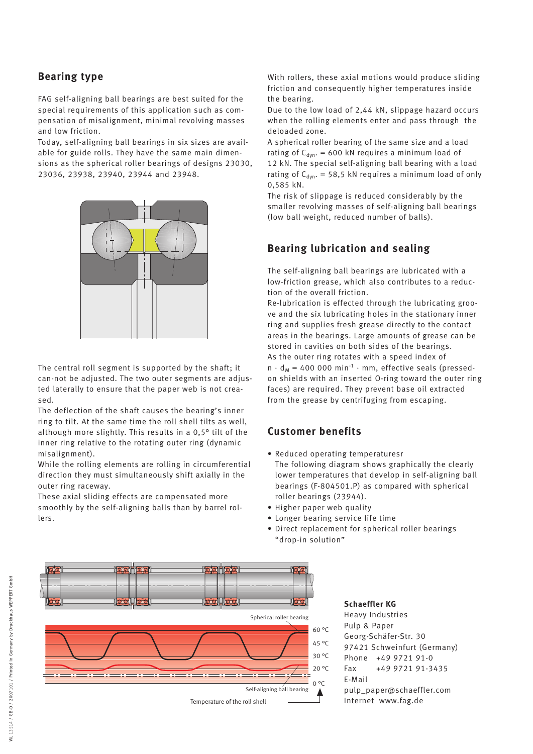## Bearing type

FAG self-aligning ball bearings are best suited for the special requirements of this application such as compensation of misalignment, minimal revolving masses and low friction.

Today, self-aligning ball bearings in six sizes are available for guide rolls. They have the same main dimensions as the spherical roller bearings of designs 23030, 23036, 23938, 23940, 23944 and 23948.

The central roll segment is supported by the shaft; it can-not be adjusted. The two outer segments are adjusted laterally to ensure that the paper web is not creased.

The deflection of the shaft causes the bearing's inner ring to tilt. At the same time the roll shell tilts as well, although more slightly. This results in a 0,5° tilt of the inner ring relative to the rotating outer ring (dynamic misalignment).

While the rolling elements are rolling in circumferential direction they must simultaneously shift axially in the outer ring raceway.

These axial sliding effects are compensated more smoothly by the self-aligning balls than by barrel rollers.

With rollers, these axial motions would produce sliding friction and consequently higher temperatures inside the bearing.

Due to the low load of 2,44 kN, slippage hazard occurs when the rolling elements enter and pass through the deloaded zone.

A spherical roller bearing of the same size and a load rating of $C_{dyn.}$ = 600 kN requires a minimum load of 12 kN. The special self-aligning ball bearing with a load rating of $C_{dyn.}$ = 58,5 kN requires a minimum load of only 0,585 kN.

The risk of slippage is reduced considerably by the smaller revolving masses of self-aligning ball bearings (low ball weight, reduced number of balls).

## Bearing lubrication and sealing

The self-aligning ball bearings are lubricated with a low-friction grease, which also contributes to a reduction of the overall friction.

Re-lubrication is effected through the lubricating groove and the six lubricating holes in the stationary inner ring and supplies fresh grease directly to the contact areas in the bearings. Large amounts of grease can be stored in cavities on both sides of the bearings.

As the outer ring rotates with a speed index of $n \cdot d_M = 400\,000\ \text{min}^{-1} \cdot \text{mm}$, effective seals (pressed-on shields with an inserted O-ring toward the outer ring faces) are required. They prevent base oil extracted from the grease by centrifuging from escaping.

## Customer benefits

- Reduced operating temperaturesr
  The following diagram shows graphically the clearly lower temperatures that develop in self-aligning ball bearings (F-804501.P) as compared with spherical roller bearings (23944).
- Higher paper web quality
- Longer bearing service life time
- Direct replacement for spherical roller bearings "drop-in solution"

Spherical roller bearing
60 °C
45 °C
30 °C
20 °C
0 °C
Self-aligning ball bearing
Temperature of the roll shell

**Schaeffler KG**
Heavy Industries
Pulp & Paper
Georg-Schäfer-Str. 30
97421 Schweinfurt (Germany)
Phone +49 9721 91-0
Fax +49 9721 91-3435
E-Mail
pulp_paper@schaeffler.com
Internet www.fag.de

WL 13514 / GB-D / 2007101 / Printed in Germany by Druckhaus WEPPERT GmbH